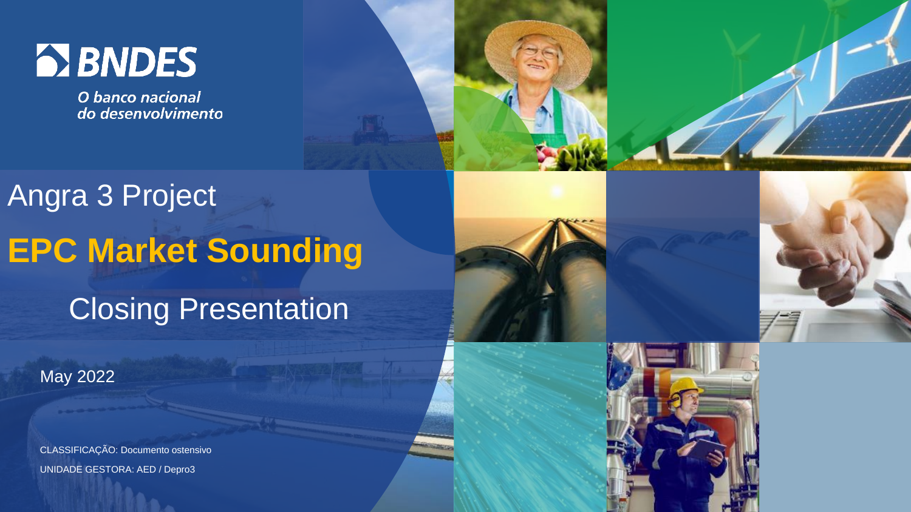BNDES

O banco nacional do desenvolvimento

# Angra 3 Project

# **EPC Market Sounding**

## Closing Presentation

May 2022

CLASSIFICAÇÃO: Documento ostensivo

UNIDADE GESTORA: AED / Depro3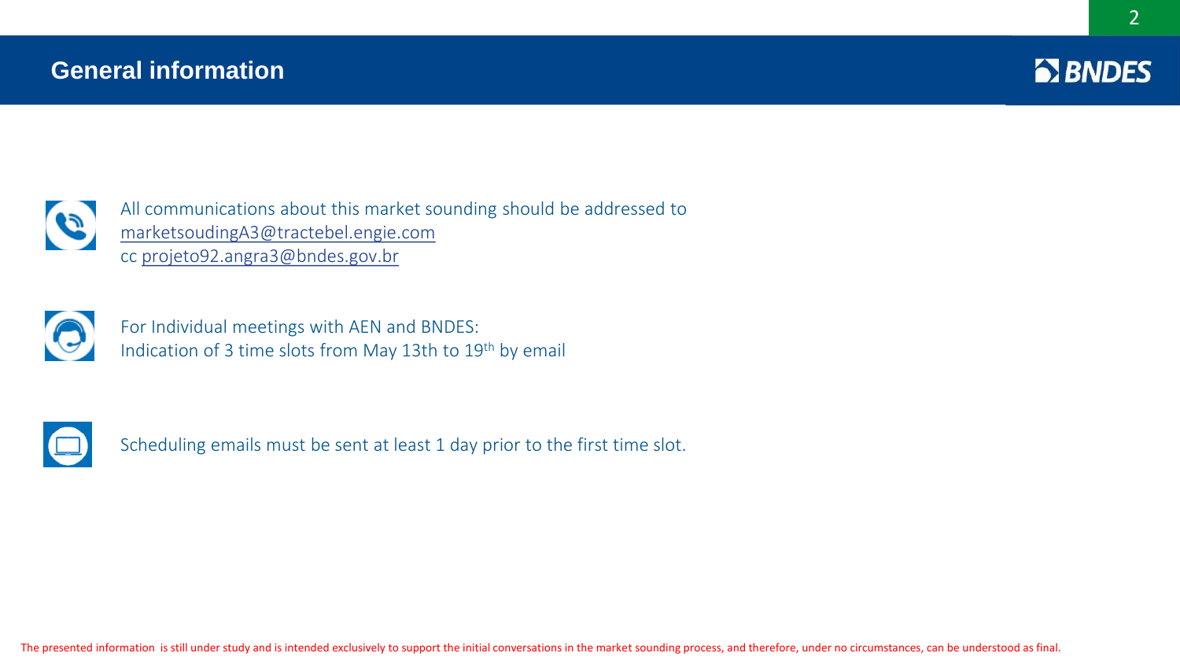## General information

All communications about this market sounding should be addressed to
marketsoudingA3@tractebel.engie.com
cc projeto92.angra3@bndes.gov.br

For Individual meetings with AEN and BNDES:
Indication of 3 time slots from May 13th to 19th by email

Scheduling emails must be sent at least 1 day prior to the first time slot.

The presented information is still under study and is intended exclusively to support the initial conversations in the market sounding process, and therefore, under no circumstances, can be understood as final.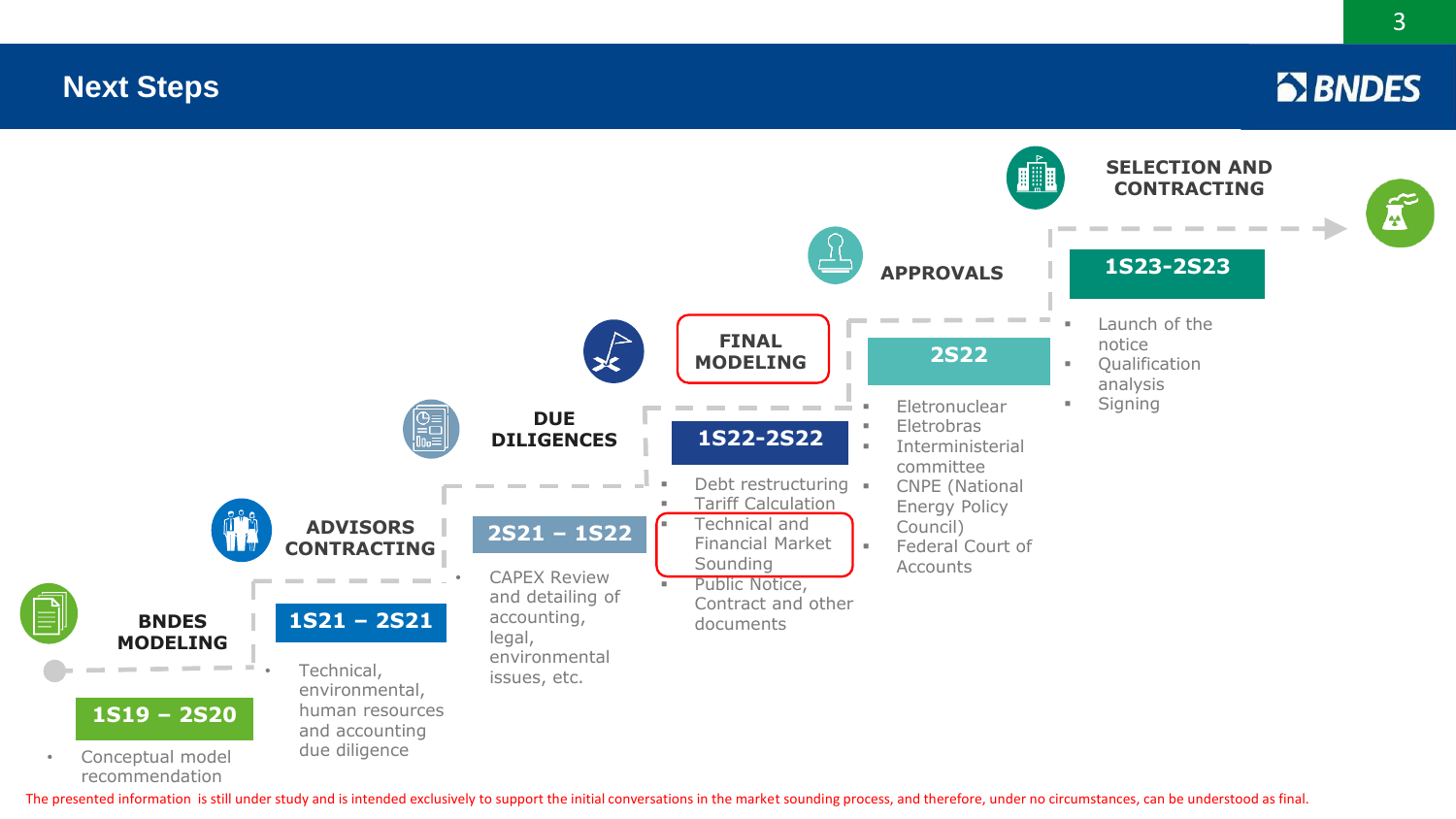# Next Steps

### BNDES MODELING

**1S19 – 2S20**

- Conceptual model recommendation

### ADVISORS CONTRACTING

**1S21 – 2S21**

- Technical, environmental, human resources and accounting due diligence

### DUE DILIGENCES

**2S21 – 1S22**

- CAPEX Review and detailing of accounting, legal, environmental issues, etc.

### FINAL MODELING

**1S22-2S22**

- Debt restructuring
- Tariff Calculation
- Technical and Financial Market Sounding
- Public Notice, Contract and other documents

### APPROVALS

**2S22**

- Eletronuclear
- Eletrobras
- Interministerial committee
- CNPE (National Energy Policy Council)
- Federal Court of Accounts

### SELECTION AND CONTRACTING

**1S23-2S23**

- Launch of the notice
- Qualification analysis
- Signing

The presented information is still under study and is intended exclusively to support the initial conversations in the market sounding process, and therefore, under no circumstances, can be understood as final.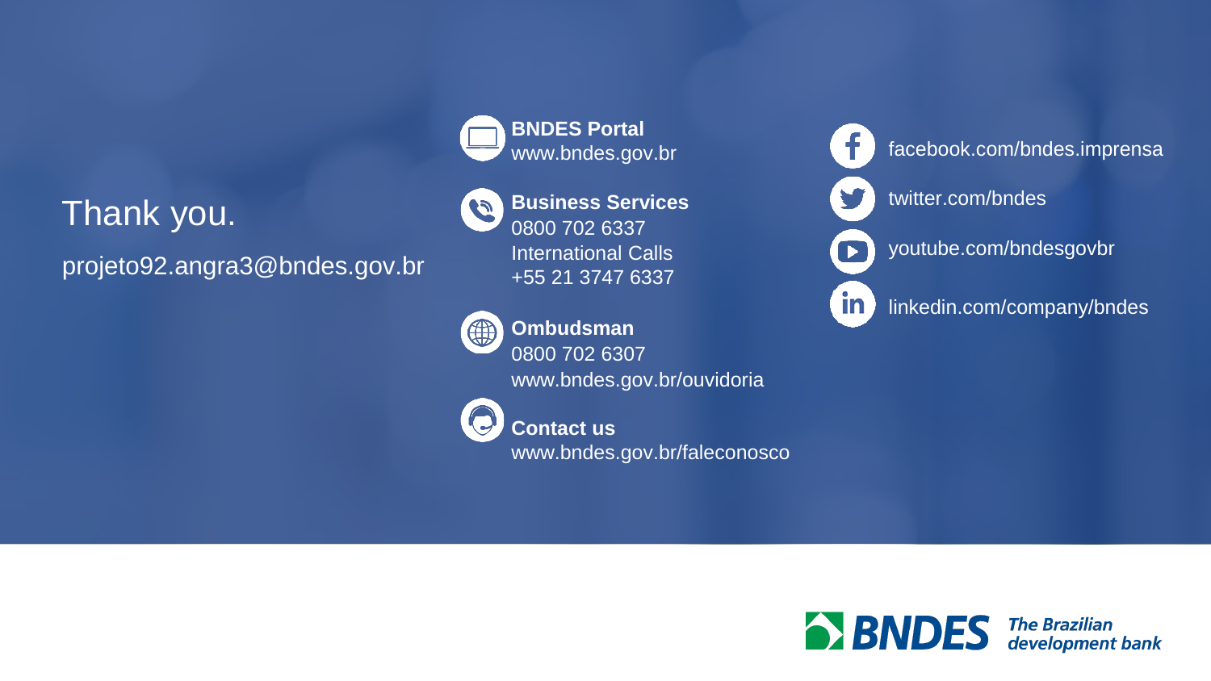# Thank you.

projeto92.angra3@bndes.gov.br

**BNDES Portal**
www.bndes.gov.br

**Business Services**
0800 702 6337
International Calls
+55 21 3747 6337

**Ombudsman**
0800 702 6307
www.bndes.gov.br/ouvidoria

**Contact us**
www.bndes.gov.br/faleconosco

facebook.com/bndes.imprensa

twitter.com/bndes

youtube.com/bndesgovbr

linkedin.com/company/bndes

BNDES *The Brazilian development bank*